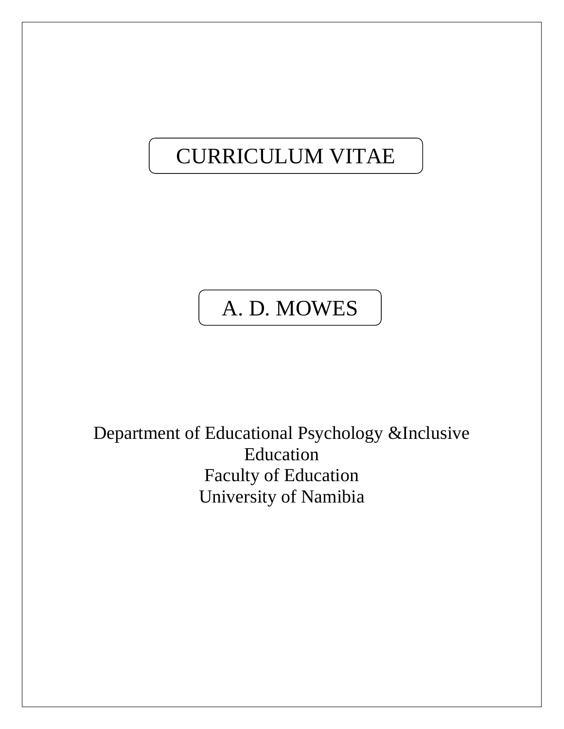# CURRICULUM VITAE

## A. D. MOWES

Department of Educational Psychology &Inclusive Education
Faculty of Education
University of Namibia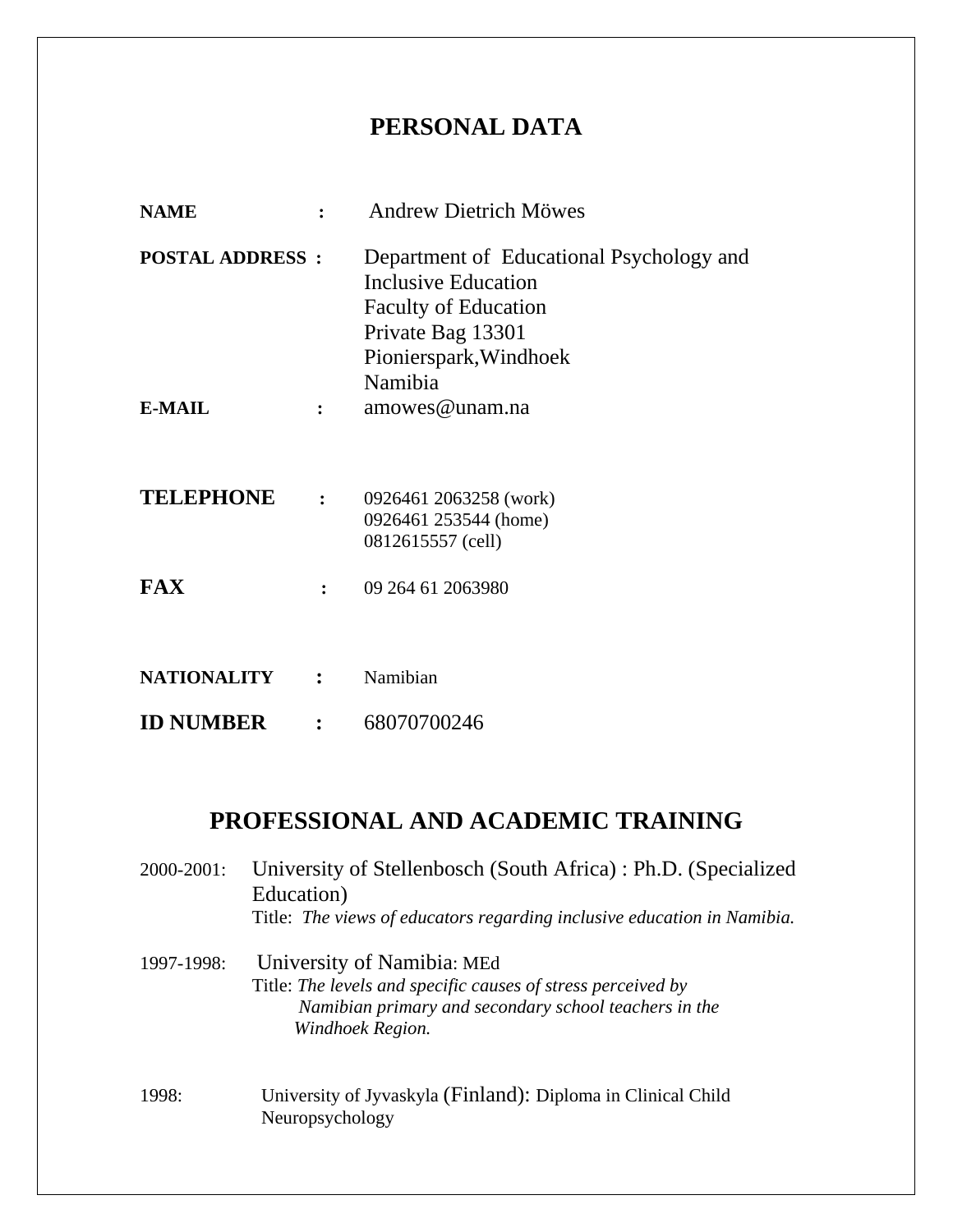# PERSONAL DATA

| | | |
|---|---|---|
| **NAME** | **:** | Andrew Dietrich Möwes |
| **POSTAL ADDRESS** | **:** | Department of Educational Psychology and Inclusive Education<br>Faculty of Education<br>Private Bag 13301<br>Pionierspark,Windhoek<br>Namibia |
| **E-MAIL** | **:** | amowes@unam.na |
| **TELEPHONE** | **:** | 0926461 2063258 (work)<br>0926461 253544 (home)<br>0812615557 (cell) |
| **FAX** | **:** | 09 264 61 2063980 |
| **NATIONALITY** | **:** | Namibian |
| **ID NUMBER** | **:** | 68070700246 |

# PROFESSIONAL AND ACADEMIC TRAINING

2000-2001: University of Stellenbosch (South Africa) : Ph.D. (Specialized Education)
Title: *The views of educators regarding inclusive education in Namibia.*

1997-1998: University of Namibia: MEd
Title: *The levels and specific causes of stress perceived by Namibian primary and secondary school teachers in the Windhoek Region.*

1998: University of Jyvaskyla (Finland): Diploma in Clinical Child Neuropsychology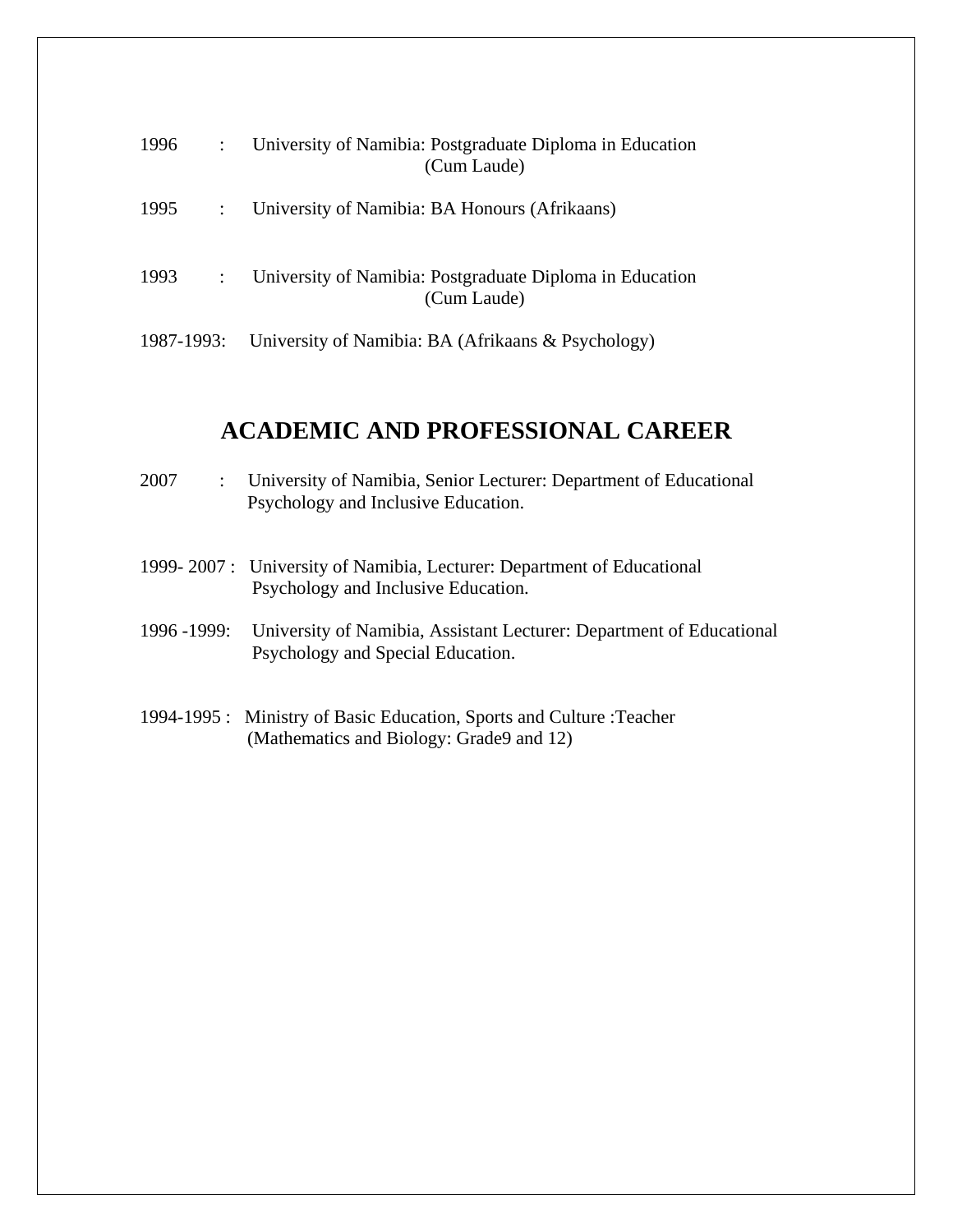1996 : University of Namibia: Postgraduate Diploma in Education (Cum Laude)

1995 : University of Namibia: BA Honours (Afrikaans)

1993 : University of Namibia: Postgraduate Diploma in Education (Cum Laude)

1987-1993: University of Namibia: BA (Afrikaans & Psychology)

## ACADEMIC AND PROFESSIONAL CAREER

2007 : University of Namibia, Senior Lecturer: Department of Educational Psychology and Inclusive Education.

1999- 2007 : University of Namibia, Lecturer: Department of Educational Psychology and Inclusive Education.

1996 -1999: University of Namibia, Assistant Lecturer: Department of Educational Psychology and Special Education.

1994-1995 : Ministry of Basic Education, Sports and Culture :Teacher (Mathematics and Biology: Grade9 and 12)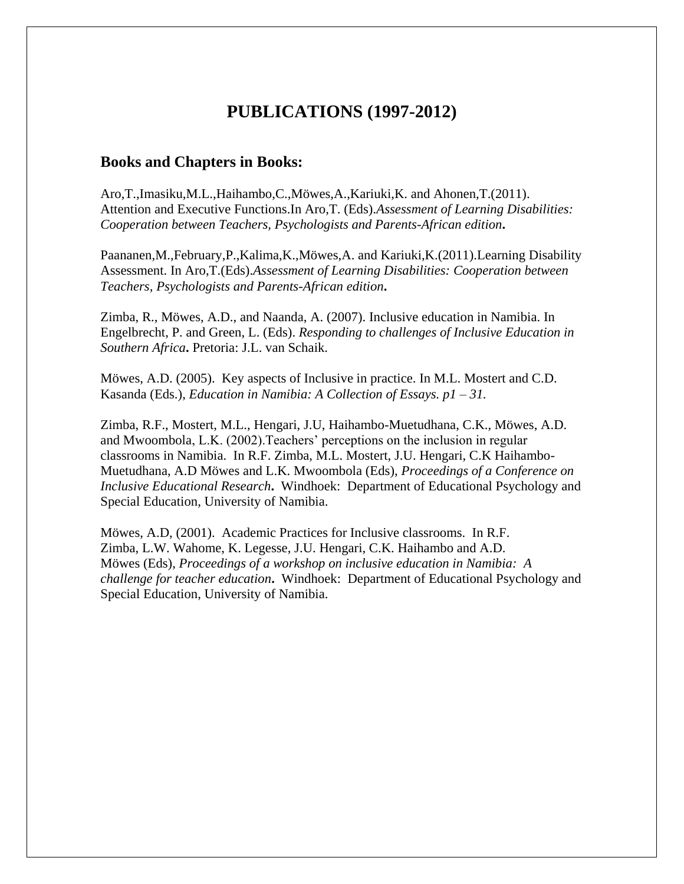# PUBLICATIONS (1997-2012)

## Books and Chapters in Books:

Aro,T.,Imasiku,M.L.,Haihambo,C.,Möwes,A.,Kariuki,K. and Ahonen,T.(2011). Attention and Executive Functions.In Aro,T. (Eds).*Assessment of Learning Disabilities: Cooperation between Teachers, Psychologists and Parents-African edition***.**

Paananen,M.,February,P.,Kalima,K.,Möwes,A. and Kariuki,K.(2011).Learning Disability Assessment. In Aro,T.(Eds).*Assessment of Learning Disabilities: Cooperation between Teachers, Psychologists and Parents-African edition***.**

Zimba, R., Möwes, A.D., and Naanda, A. (2007). Inclusive education in Namibia. In Engelbrecht, P. and Green, L. (Eds). *Responding to challenges of Inclusive Education in Southern Africa***.** Pretoria: J.L. van Schaik.

Möwes, A.D. (2005). Key aspects of Inclusive in practice. In M.L. Mostert and C.D. Kasanda (Eds.), *Education in Namibia: A Collection of Essays. p1 – 31.*

Zimba, R.F., Mostert, M.L., Hengari, J.U, Haihambo-Muetudhana, C.K., Möwes, A.D. and Mwoombola, L.K. (2002).Teachers' perceptions on the inclusion in regular classrooms in Namibia. In R.F. Zimba, M.L. Mostert, J.U. Hengari, C.K Haihambo-Muetudhana, A.D Möwes and L.K. Mwoombola (Eds), *Proceedings of a Conference on Inclusive Educational Research***.** Windhoek: Department of Educational Psychology and Special Education, University of Namibia.

Möwes, A.D, (2001). Academic Practices for Inclusive classrooms. In R.F. Zimba, L.W. Wahome, K. Legesse, J.U. Hengari, C.K. Haihambo and A.D. Möwes (Eds), *Proceedings of a workshop on inclusive education in Namibia: A challenge for teacher education***.** Windhoek: Department of Educational Psychology and Special Education, University of Namibia.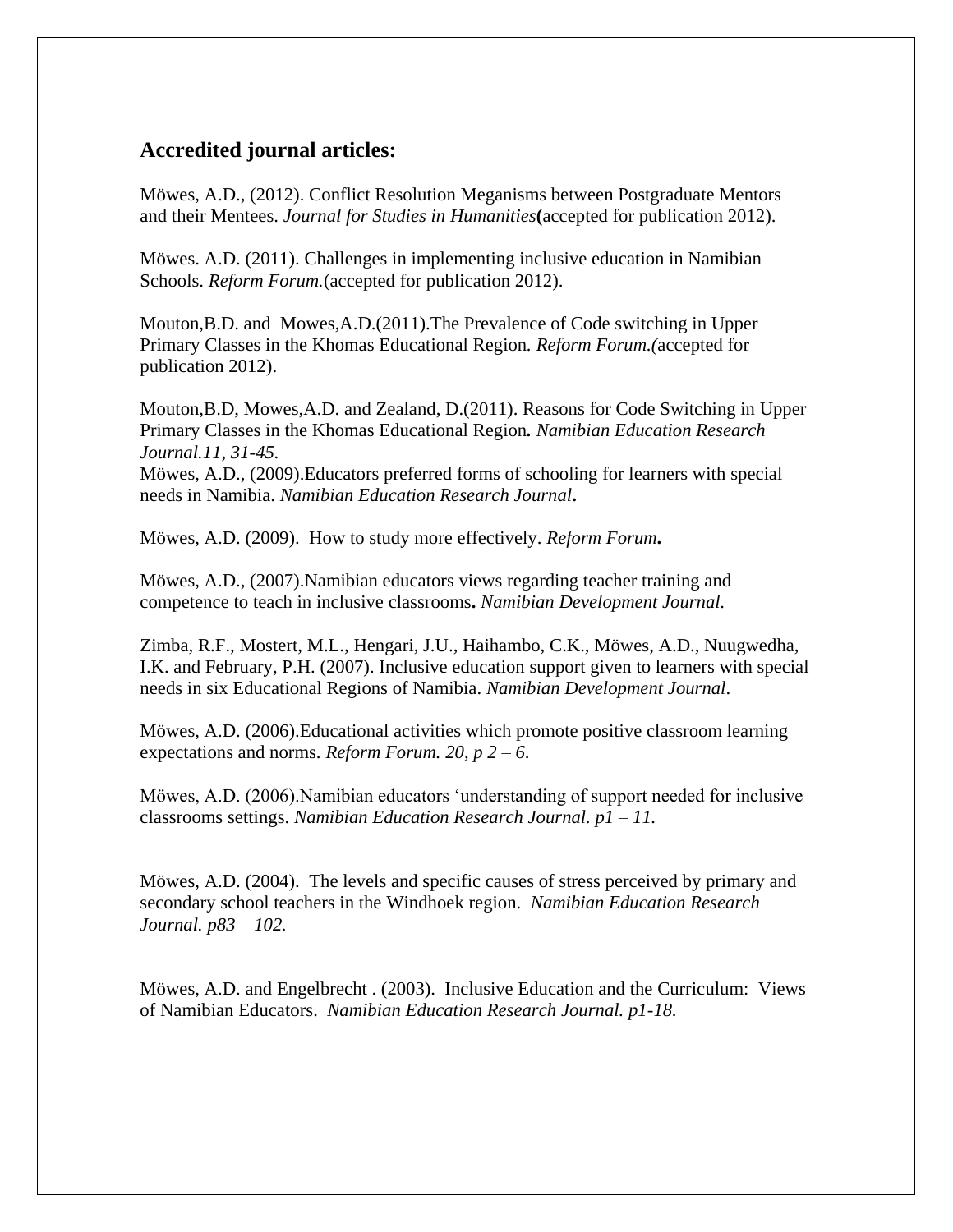### Accredited journal articles:

Möwes, A.D., (2012). Conflict Resolution Meganisms between Postgraduate Mentors and their Mentees. *Journal for Studies in Humanities***(**accepted for publication 2012).

Möwes. A.D. (2011). Challenges in implementing inclusive education in Namibian Schools. *Reform Forum.*(accepted for publication 2012).

Mouton,B.D. and Mowes,A.D.(2011).The Prevalence of Code switching in Upper Primary Classes in the Khomas Educational Region*. Reform Forum.(*accepted for publication 2012).

Mouton,B.D, Mowes,A.D. and Zealand, D.(2011). Reasons for Code Switching in Upper Primary Classes in the Khomas Educational Region**.** *Namibian Education Research Journal.11, 31-45.*
Möwes, A.D., (2009).Educators preferred forms of schooling for learners with special needs in Namibia. *Namibian Education Research Journal***.**

Möwes, A.D. (2009). How to study more effectively. *Reform Forum***.**

Möwes, A.D., (2007).Namibian educators views regarding teacher training and competence to teach in inclusive classrooms**.** *Namibian Development Journal.*

Zimba, R.F., Mostert, M.L., Hengari, J.U., Haihambo, C.K., Möwes, A.D., Nuugwedha, I.K. and February, P.H. (2007). Inclusive education support given to learners with special needs in six Educational Regions of Namibia. *Namibian Development Journal*.

Möwes, A.D. (2006).Educational activities which promote positive classroom learning expectations and norms. *Reform Forum. 20, p 2 – 6.*

Möwes, A.D. (2006).Namibian educators 'understanding of support needed for inclusive classrooms settings. *Namibian Education Research Journal. p1 – 11.*

Möwes, A.D. (2004). The levels and specific causes of stress perceived by primary and secondary school teachers in the Windhoek region. *Namibian Education Research Journal. p83 – 102.*

Möwes, A.D. and Engelbrecht . (2003). Inclusive Education and the Curriculum: Views of Namibian Educators. *Namibian Education Research Journal. p1-18.*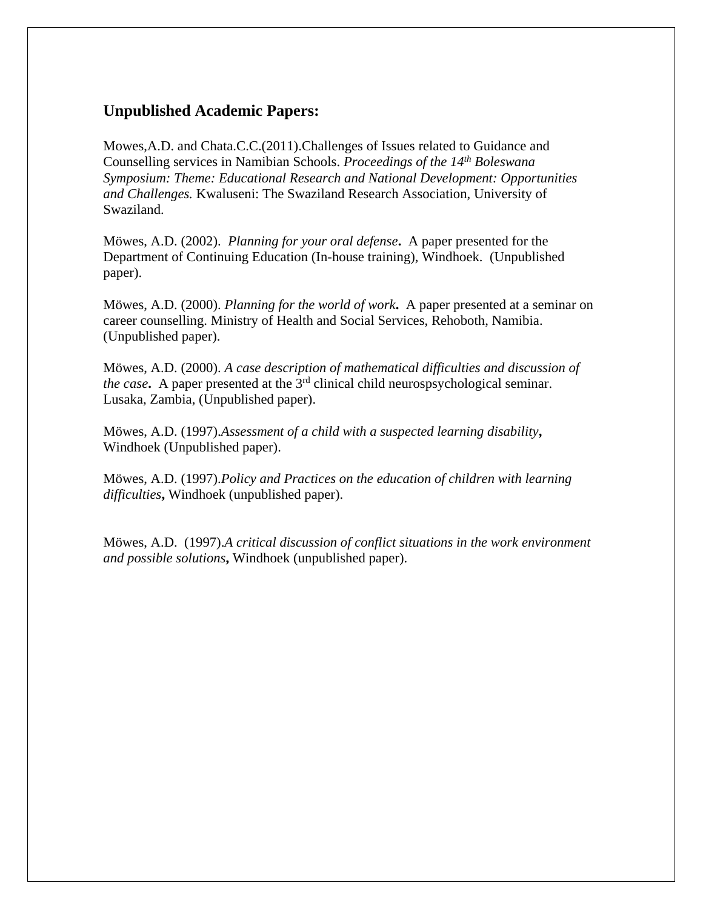## Unpublished Academic Papers:

Mowes,A.D. and Chata.C.C.(2011).Challenges of Issues related to Guidance and Counselling services in Namibian Schools. *Proceedings of the 14th Boleswana Symposium: Theme: Educational Research and National Development: Opportunities and Challenges.* Kwaluseni: The Swaziland Research Association, University of Swaziland.

Möwes, A.D. (2002). *Planning for your oral defense***.** A paper presented for the Department of Continuing Education (In-house training), Windhoek. (Unpublished paper).

Möwes, A.D. (2000). *Planning for the world of work***.** A paper presented at a seminar on career counselling. Ministry of Health and Social Services, Rehoboth, Namibia. (Unpublished paper).

Möwes, A.D. (2000). *A case description of mathematical difficulties and discussion of the case***.** A paper presented at the 3rd clinical child neurospsychological seminar. Lusaka, Zambia, (Unpublished paper).

Möwes, A.D. (1997).*Assessment of a child with a suspected learning disability***,** Windhoek (Unpublished paper).

Möwes, A.D. (1997).*Policy and Practices on the education of children with learning difficulties***,** Windhoek (unpublished paper).

Möwes, A.D. (1997).*A critical discussion of conflict situations in the work environment and possible solutions***,** Windhoek (unpublished paper).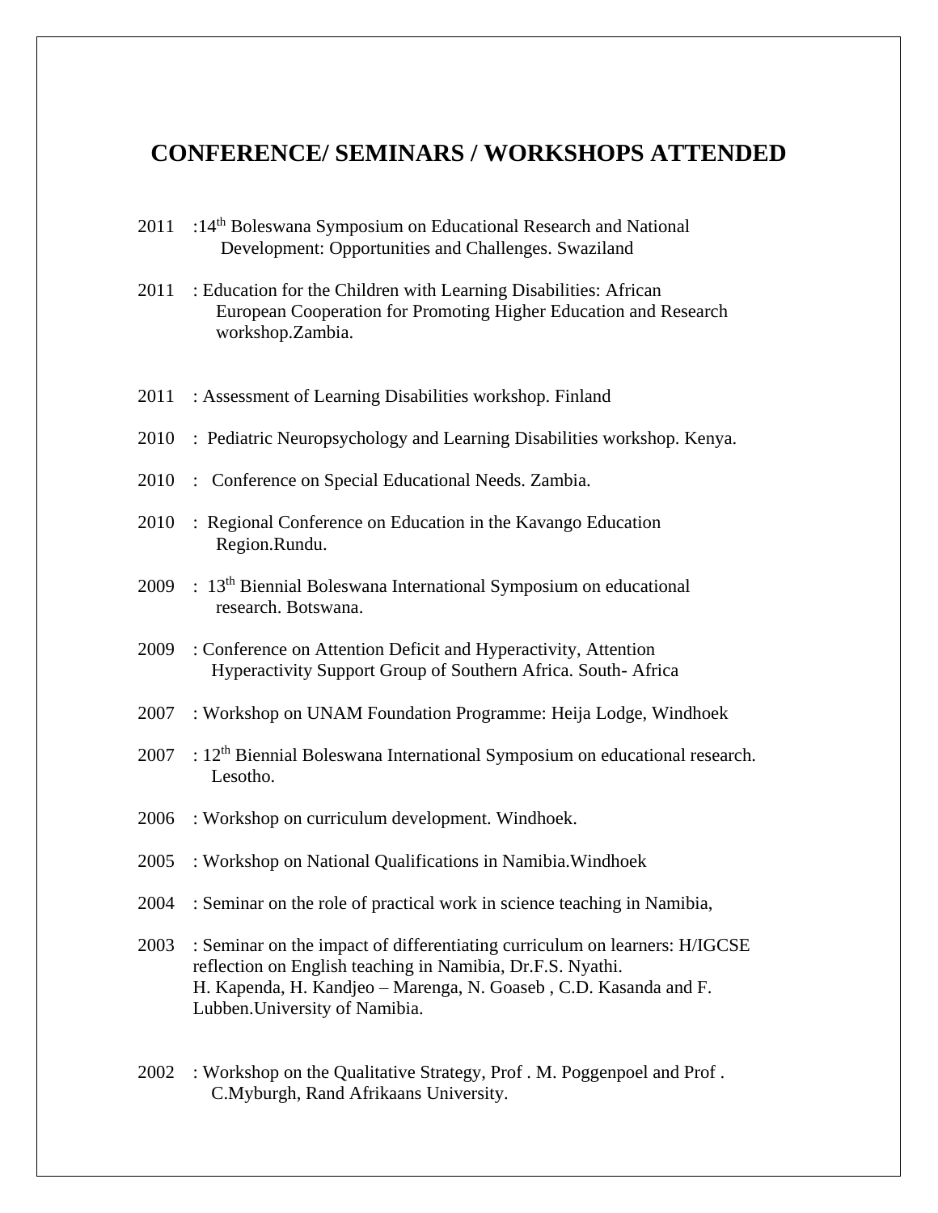# CONFERENCE/ SEMINARS / WORKSHOPS ATTENDED

2011 :14th Boleswana Symposium on Educational Research and National Development: Opportunities and Challenges. Swaziland

2011 : Education for the Children with Learning Disabilities: African European Cooperation for Promoting Higher Education and Research workshop.Zambia.

2011 : Assessment of Learning Disabilities workshop. Finland

2010 : Pediatric Neuropsychology and Learning Disabilities workshop. Kenya.

2010 : Conference on Special Educational Needs. Zambia.

2010 : Regional Conference on Education in the Kavango Education Region.Rundu.

2009 : 13th Biennial Boleswana International Symposium on educational research. Botswana.

2009 : Conference on Attention Deficit and Hyperactivity, Attention Hyperactivity Support Group of Southern Africa. South- Africa

2007 : Workshop on UNAM Foundation Programme: Heija Lodge, Windhoek

2007 : 12th Biennial Boleswana International Symposium on educational research. Lesotho.

2006 : Workshop on curriculum development. Windhoek.

2005 : Workshop on National Qualifications in Namibia.Windhoek

2004 : Seminar on the role of practical work in science teaching in Namibia,

2003 : Seminar on the impact of differentiating curriculum on learners: H/IGCSE reflection on English teaching in Namibia, Dr.F.S. Nyathi. H. Kapenda, H. Kandjeo – Marenga, N. Goaseb , C.D. Kasanda and F. Lubben.University of Namibia.

2002 : Workshop on the Qualitative Strategy, Prof . M. Poggenpoel and Prof . C.Myburgh, Rand Afrikaans University.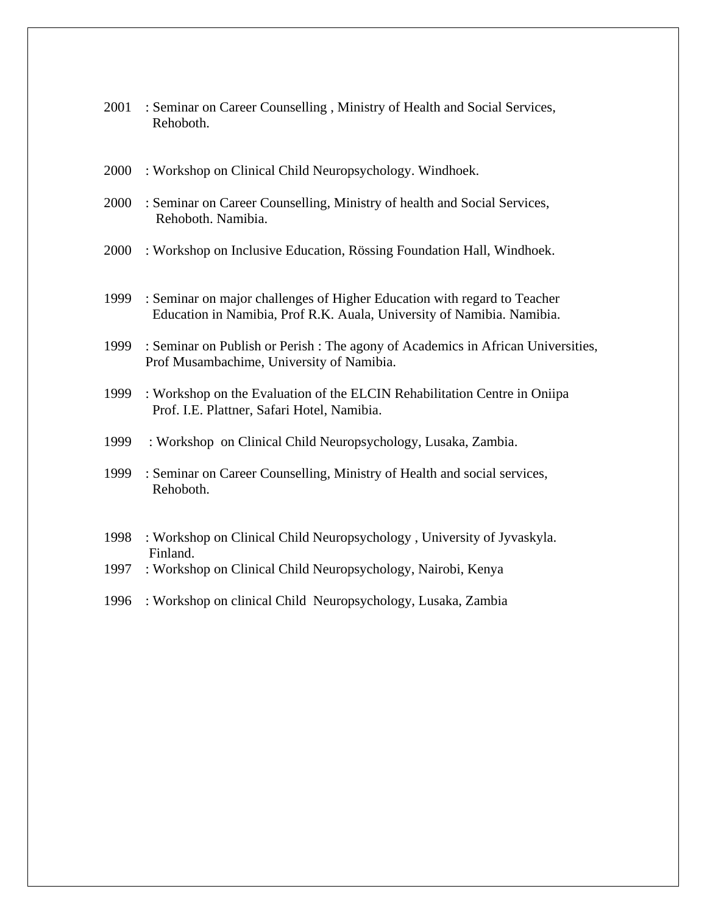2001 : Seminar on Career Counselling , Ministry of Health and Social Services, Rehoboth.

2000 : Workshop on Clinical Child Neuropsychology. Windhoek.

2000 : Seminar on Career Counselling, Ministry of health and Social Services, Rehoboth. Namibia.

2000 : Workshop on Inclusive Education, Rössing Foundation Hall, Windhoek.

1999 : Seminar on major challenges of Higher Education with regard to Teacher Education in Namibia, Prof R.K. Auala, University of Namibia. Namibia.

1999 : Seminar on Publish or Perish : The agony of Academics in African Universities, Prof Musambachime, University of Namibia.

1999 : Workshop on the Evaluation of the ELCIN Rehabilitation Centre in Oniipa Prof. I.E. Plattner, Safari Hotel, Namibia.

1999 : Workshop on Clinical Child Neuropsychology, Lusaka, Zambia.

1999 : Seminar on Career Counselling, Ministry of Health and social services, Rehoboth.

1998 : Workshop on Clinical Child Neuropsychology , University of Jyvaskyla. Finland.

1997 : Workshop on Clinical Child Neuropsychology, Nairobi, Kenya

1996 : Workshop on clinical Child Neuropsychology, Lusaka, Zambia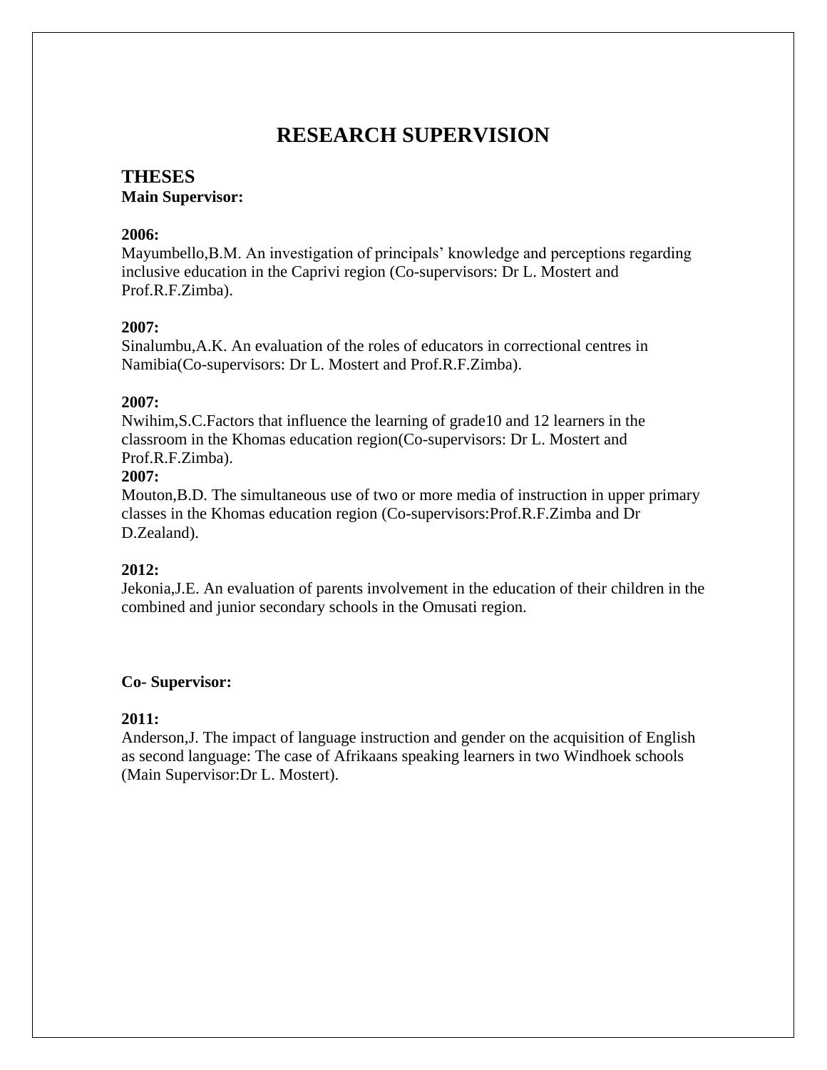# RESEARCH SUPERVISION

## THESES

**Main Supervisor:**

**2006:**
Mayumbello,B.M. An investigation of principals' knowledge and perceptions regarding inclusive education in the Caprivi region (Co-supervisors: Dr L. Mostert and Prof.R.F.Zimba).

**2007:**
Sinalumbu,A.K. An evaluation of the roles of educators in correctional centres in Namibia(Co-supervisors: Dr L. Mostert and Prof.R.F.Zimba).

**2007:**
Nwihim,S.C.Factors that influence the learning of grade10 and 12 learners in the classroom in the Khomas education region(Co-supervisors: Dr L. Mostert and Prof.R.F.Zimba).

**2007:**
Mouton,B.D. The simultaneous use of two or more media of instruction in upper primary classes in the Khomas education region (Co-supervisors:Prof.R.F.Zimba and Dr D.Zealand).

**2012:**
Jekonia,J.E. An evaluation of parents involvement in the education of their children in the combined and junior secondary schools in the Omusati region.

**Co- Supervisor:**

**2011:**
Anderson,J. The impact of language instruction and gender on the acquisition of English as second language: The case of Afrikaans speaking learners in two Windhoek schools (Main Supervisor:Dr L. Mostert).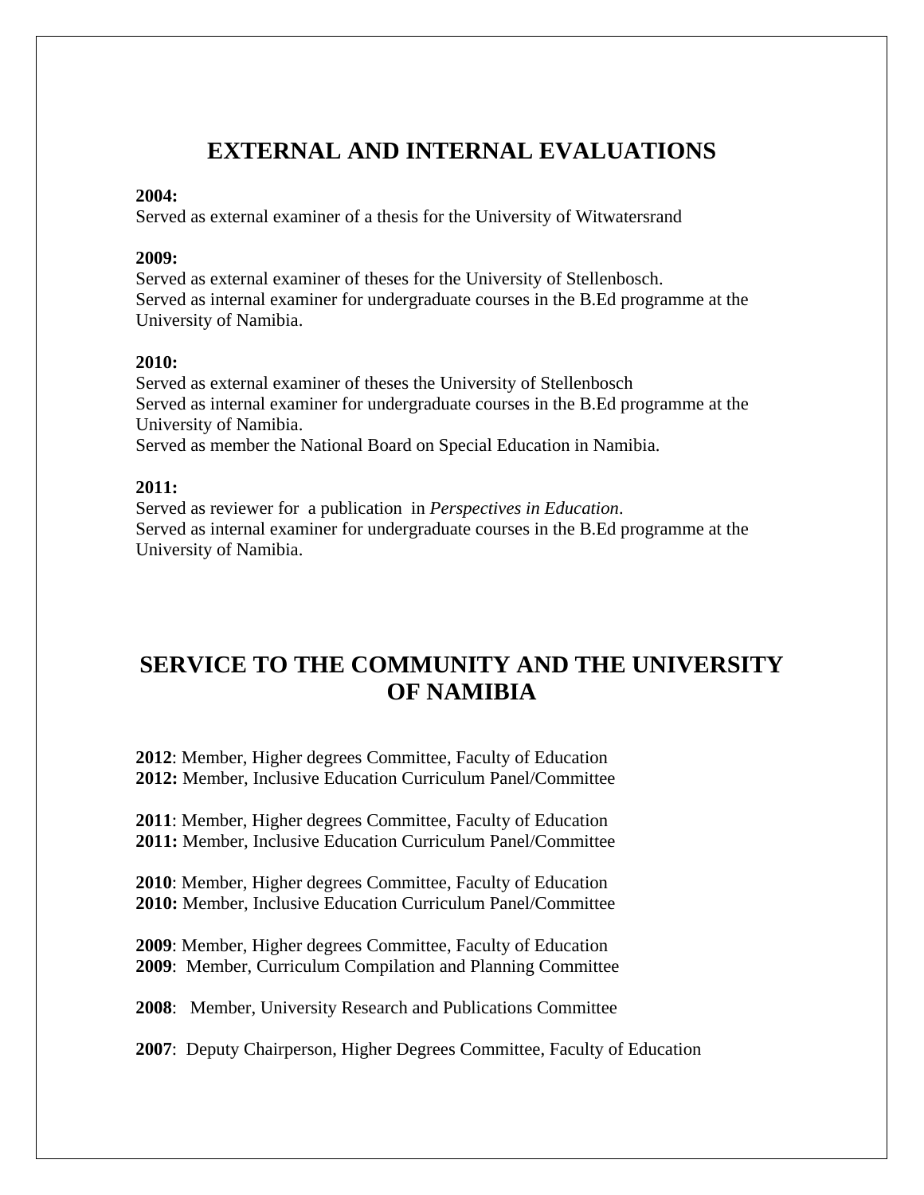# EXTERNAL AND INTERNAL EVALUATIONS

**2004:**
Served as external examiner of a thesis for the University of Witwatersrand

**2009:**
Served as external examiner of theses for the University of Stellenbosch.
Served as internal examiner for undergraduate courses in the B.Ed programme at the University of Namibia.

**2010:**
Served as external examiner of theses the University of Stellenbosch
Served as internal examiner for undergraduate courses in the B.Ed programme at the University of Namibia.
Served as member the National Board on Special Education in Namibia.

**2011:**
Served as reviewer for a publication in *Perspectives in Education*.
Served as internal examiner for undergraduate courses in the B.Ed programme at the University of Namibia.

# SERVICE TO THE COMMUNITY AND THE UNIVERSITY OF NAMIBIA

**2012**: Member, Higher degrees Committee, Faculty of Education
**2012:** Member, Inclusive Education Curriculum Panel/Committee

**2011**: Member, Higher degrees Committee, Faculty of Education
**2011:** Member, Inclusive Education Curriculum Panel/Committee

**2010**: Member, Higher degrees Committee, Faculty of Education
**2010:** Member, Inclusive Education Curriculum Panel/Committee

**2009**: Member, Higher degrees Committee, Faculty of Education
**2009**: Member, Curriculum Compilation and Planning Committee

**2008**: Member, University Research and Publications Committee

**2007**: Deputy Chairperson, Higher Degrees Committee, Faculty of Education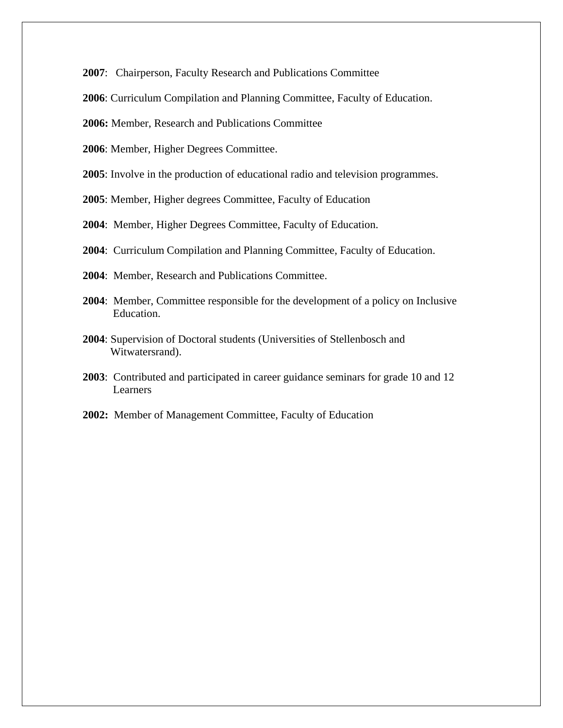**2007**: Chairperson, Faculty Research and Publications Committee

**2006**: Curriculum Compilation and Planning Committee, Faculty of Education.

**2006:** Member, Research and Publications Committee

**2006**: Member, Higher Degrees Committee.

**2005**: Involve in the production of educational radio and television programmes.

**2005**: Member, Higher degrees Committee, Faculty of Education

**2004**: Member, Higher Degrees Committee, Faculty of Education.

**2004**: Curriculum Compilation and Planning Committee, Faculty of Education.

**2004**: Member, Research and Publications Committee.

**2004**: Member, Committee responsible for the development of a policy on Inclusive Education.

**2004**: Supervision of Doctoral students (Universities of Stellenbosch and Witwatersrand).

**2003**: Contributed and participated in career guidance seminars for grade 10 and 12 Learners

**2002:** Member of Management Committee, Faculty of Education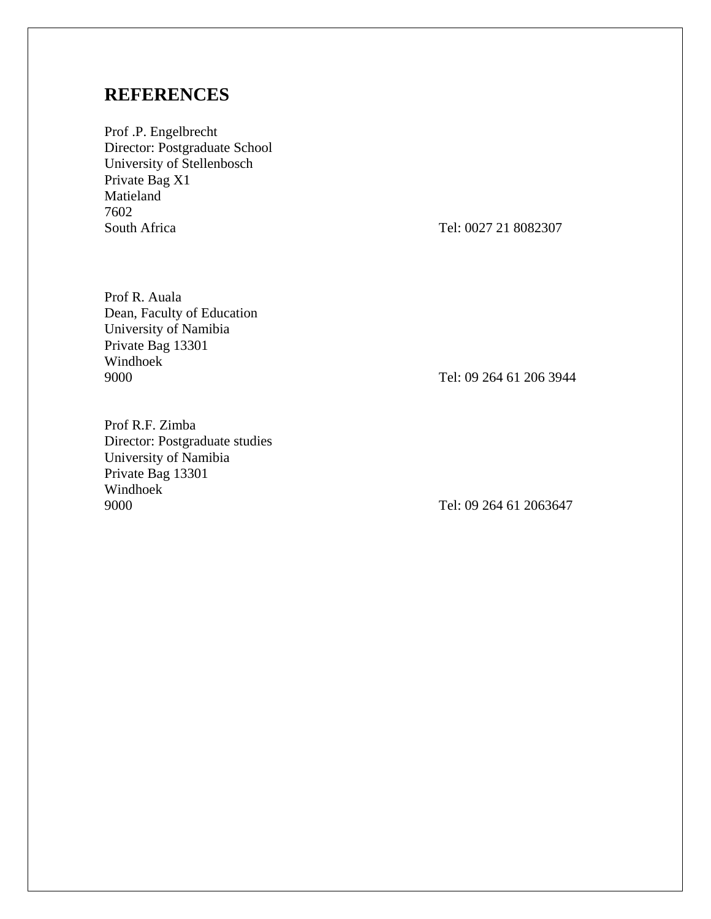## REFERENCES

Prof .P. Engelbrecht
Director: Postgraduate School
University of Stellenbosch
Private Bag X1
Matieland
7602
South Africa

Tel: 0027 21 8082307

Prof R. Auala
Dean, Faculty of Education
University of Namibia
Private Bag 13301
Windhoek
9000

Tel: 09 264 61 206 3944

Prof R.F. Zimba
Director: Postgraduate studies
University of Namibia
Private Bag 13301
Windhoek
9000

Tel: 09 264 61 2063647